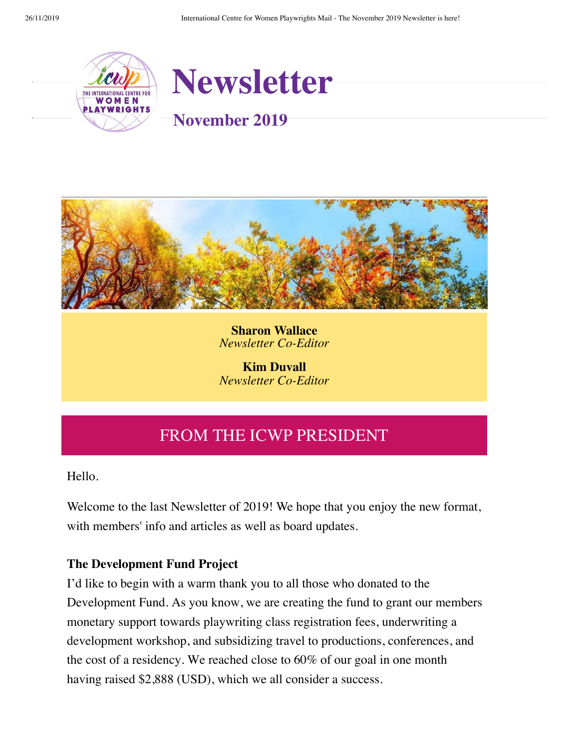# Newsletter

## November 2019

**Sharon Wallace**
*Newsletter Co-Editor*

**Kim Duvall**
*Newsletter Co-Editor*

## FROM THE ICWP PRESIDENT

Hello.

Welcome to the last Newsletter of 2019! We hope that you enjoy the new format, with members' info and articles as well as board updates.

**The Development Fund Project**

I'd like to begin with a warm thank you to all those who donated to the Development Fund. As you know, we are creating the fund to grant our members monetary support towards playwriting class registration fees, underwriting a development workshop, and subsidizing travel to productions, conferences, and the cost of a residency. We reached close to 60% of our goal in one month having raised $2,888 (USD), which we all consider a success.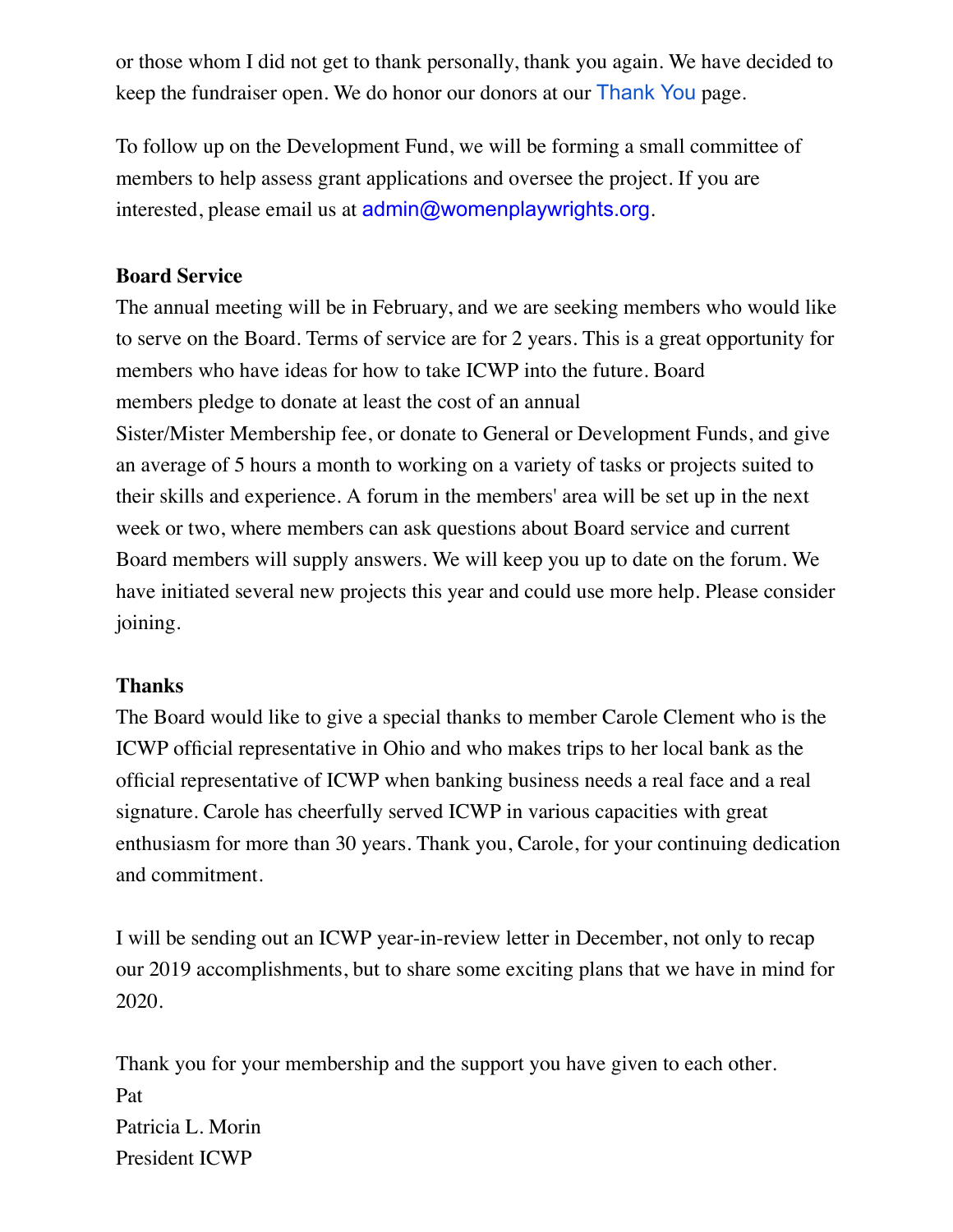or those whom I did not get to thank personally, thank you again. We have decided to keep the fundraiser open. We do honor our donors at our Thank You page.

To follow up on the Development Fund, we will be forming a small committee of members to help assess grant applications and oversee the project. If you are interested, please email us at admin@womenplaywrights.org.

**Board Service**

The annual meeting will be in February, and we are seeking members who would like to serve on the Board. Terms of service are for 2 years. This is a great opportunity for members who have ideas for how to take ICWP into the future. Board members pledge to donate at least the cost of an annual Sister/Mister Membership fee, or donate to General or Development Funds, and give an average of 5 hours a month to working on a variety of tasks or projects suited to their skills and experience. A forum in the members' area will be set up in the next week or two, where members can ask questions about Board service and current Board members will supply answers. We will keep you up to date on the forum. We have initiated several new projects this year and could use more help. Please consider joining.

**Thanks**

The Board would like to give a special thanks to member Carole Clement who is the ICWP official representative in Ohio and who makes trips to her local bank as the official representative of ICWP when banking business needs a real face and a real signature. Carole has cheerfully served ICWP in various capacities with great enthusiasm for more than 30 years. Thank you, Carole, for your continuing dedication and commitment.

I will be sending out an ICWP year-in-review letter in December, not only to recap our 2019 accomplishments, but to share some exciting plans that we have in mind for 2020.

Thank you for your membership and the support you have given to each other.
Pat
Patricia L. Morin
President ICWP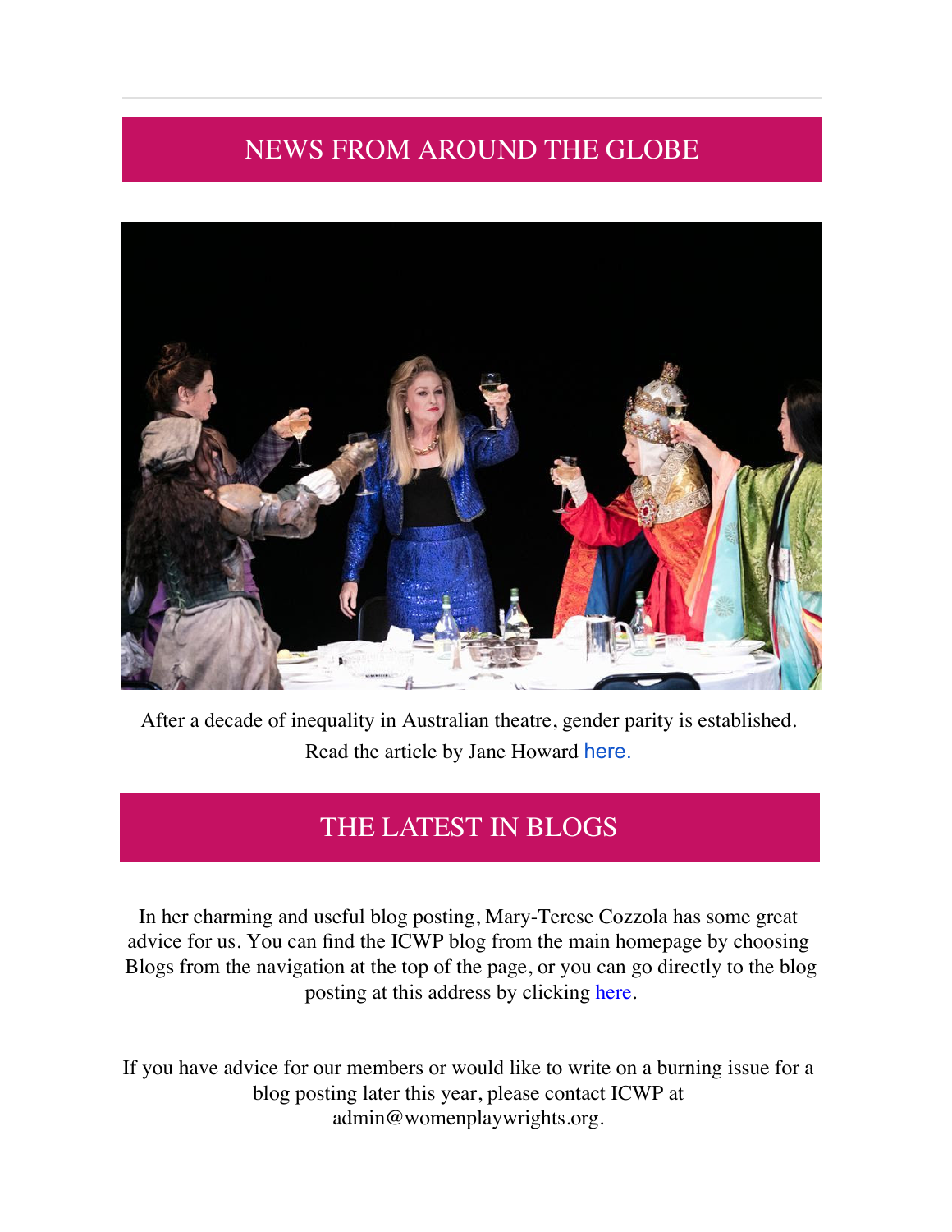## NEWS FROM AROUND THE GLOBE

After a decade of inequality in Australian theatre, gender parity is established. Read the article by Jane Howard here.

## THE LATEST IN BLOGS

In her charming and useful blog posting, Mary-Terese Cozzola has some great advice for us. You can find the ICWP blog from the main homepage by choosing Blogs from the navigation at the top of the page, or you can go directly to the blog posting at this address by clicking here.

If you have advice for our members or would like to write on a burning issue for a blog posting later this year, please contact ICWP at admin@womenplaywrights.org.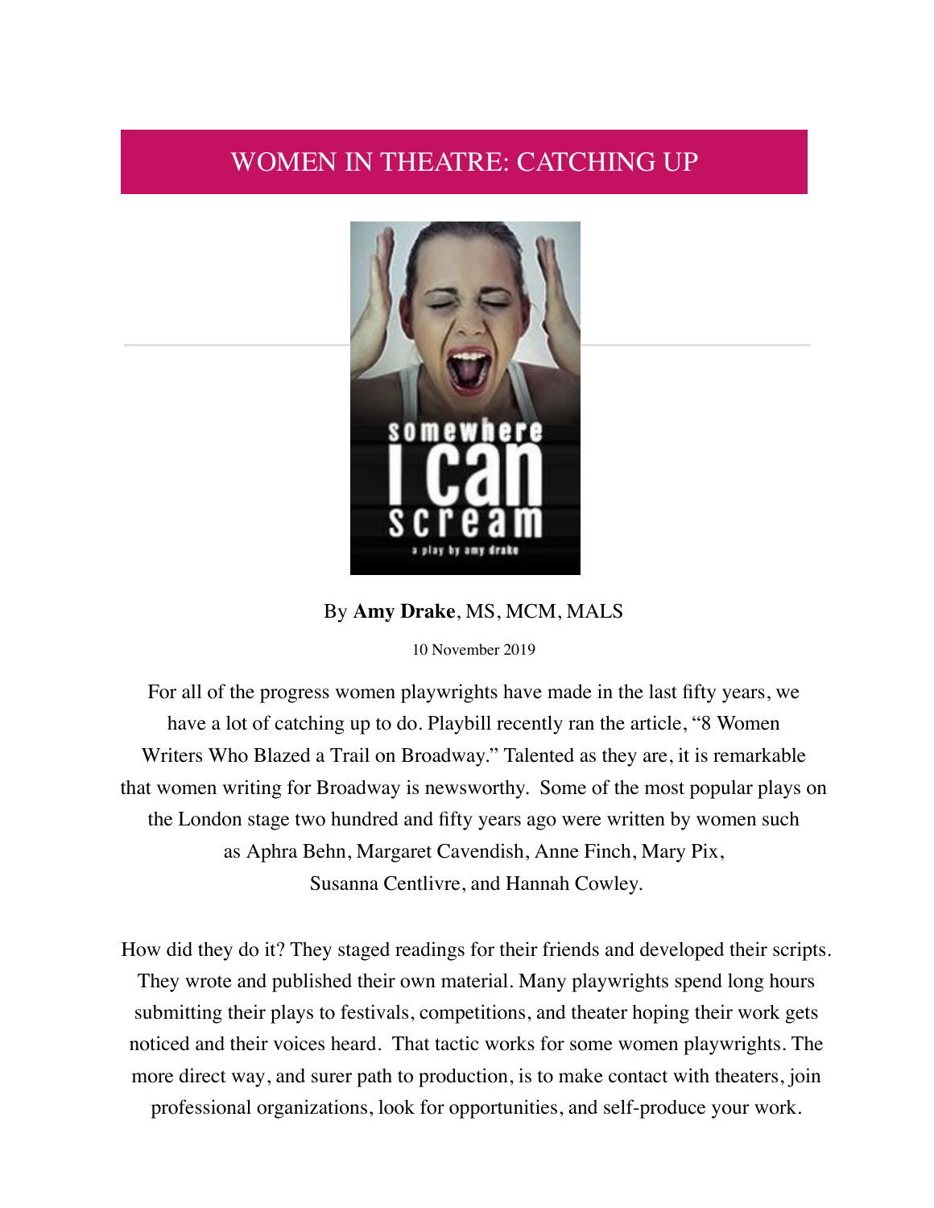# WOMEN IN THEATRE: CATCHING UP

By **Amy Drake**, MS, MCM, MALS

10 November 2019

For all of the progress women playwrights have made in the last fifty years, we have a lot of catching up to do. Playbill recently ran the article, "8 Women Writers Who Blazed a Trail on Broadway." Talented as they are, it is remarkable that women writing for Broadway is newsworthy. Some of the most popular plays on the London stage two hundred and fifty years ago were written by women such as Aphra Behn, Margaret Cavendish, Anne Finch, Mary Pix, Susanna Centlivre, and Hannah Cowley.

How did they do it? They staged readings for their friends and developed their scripts. They wrote and published their own material. Many playwrights spend long hours submitting their plays to festivals, competitions, and theater hoping their work gets noticed and their voices heard. That tactic works for some women playwrights. The more direct way, and surer path to production, is to make contact with theaters, join professional organizations, look for opportunities, and self-produce your work.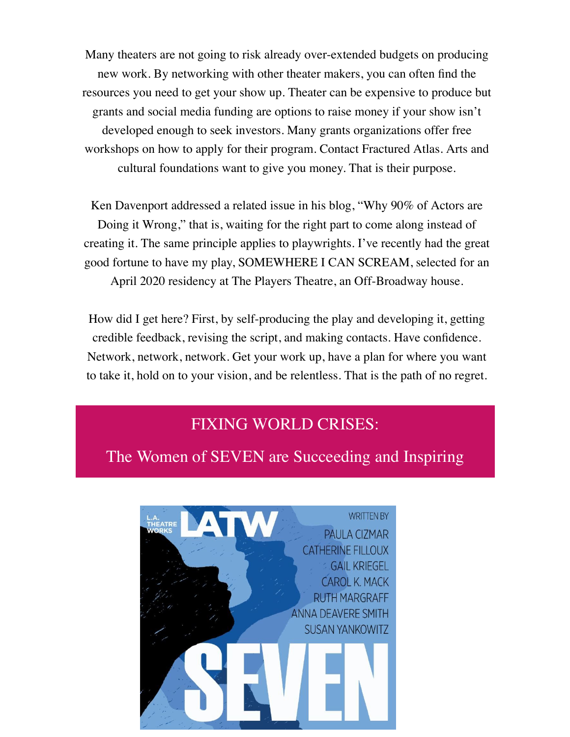Many theaters are not going to risk already over-extended budgets on producing new work. By networking with other theater makers, you can often find the resources you need to get your show up. Theater can be expensive to produce but grants and social media funding are options to raise money if your show isn't developed enough to seek investors. Many grants organizations offer free workshops on how to apply for their program. Contact Fractured Atlas. Arts and cultural foundations want to give you money. That is their purpose.

Ken Davenport addressed a related issue in his blog, "Why 90% of Actors are Doing it Wrong," that is, waiting for the right part to come along instead of creating it. The same principle applies to playwrights. I've recently had the great good fortune to have my play, SOMEWHERE I CAN SCREAM, selected for an April 2020 residency at The Players Theatre, an Off-Broadway house.

How did I get here? First, by self-producing the play and developing it, getting credible feedback, revising the script, and making contacts. Have confidence. Network, network, network. Get your work up, have a plan for where you want to take it, hold on to your vision, and be relentless. That is the path of no regret.

## FIXING WORLD CRISES:

## The Women of SEVEN are Succeeding and Inspiring

L.A. THEATRE WORKS LATW

WRITTEN BY
PAULA CIZMAR
CATHERINE FILLOUX
GAIL KRIEGEL
CAROL K. MACK
RUTH MARGRAFF
ANNA DEAVERE SMITH
SUSAN YANKOWITZ

SEVEN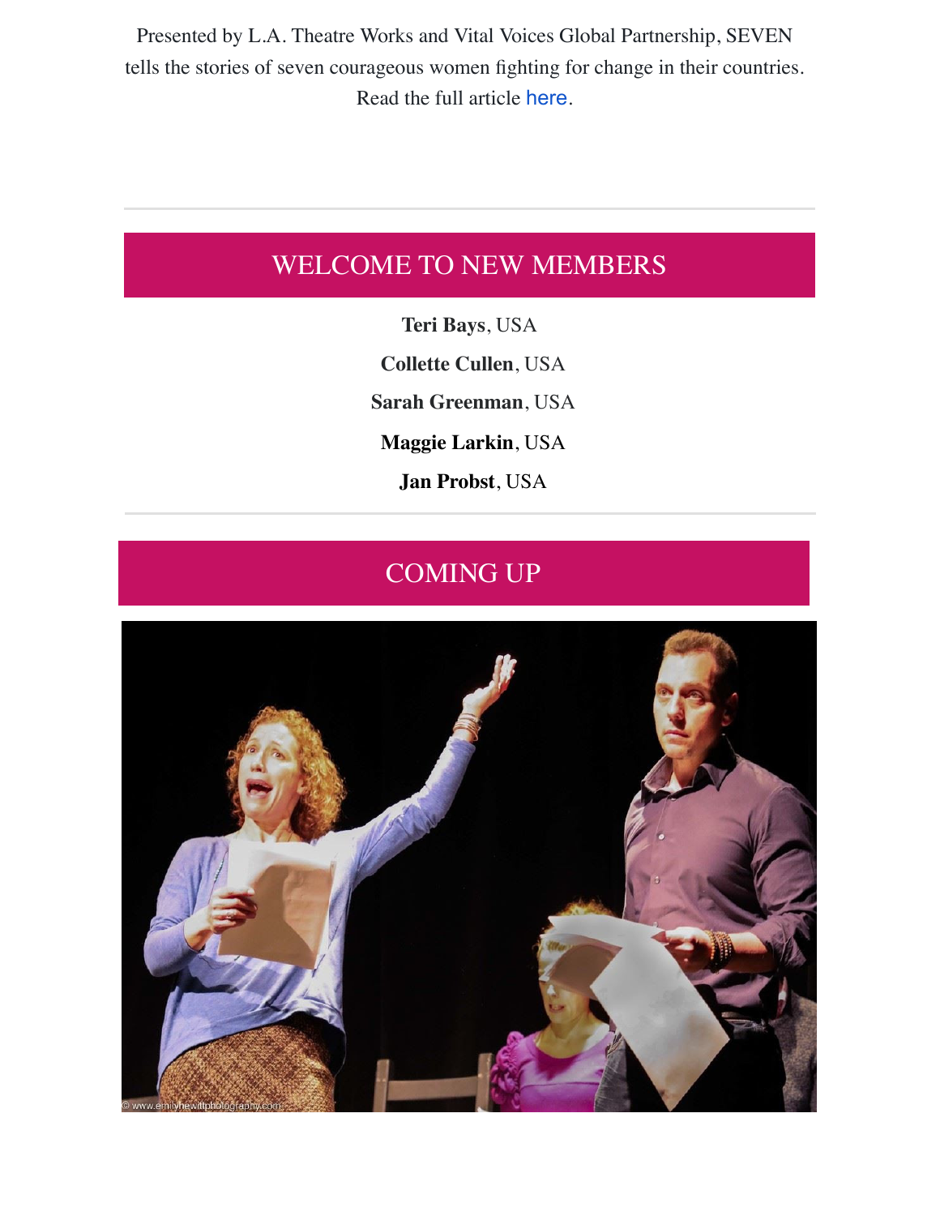Presented by L.A. Theatre Works and Vital Voices Global Partnership, SEVEN tells the stories of seven courageous women fighting for change in their countries. Read the full article here.

---

## WELCOME TO NEW MEMBERS

**Teri Bays**, USA

**Collette Cullen**, USA

**Sarah Greenman**, USA

**Maggie Larkin**, USA

**Jan Probst**, USA

---

## COMING UP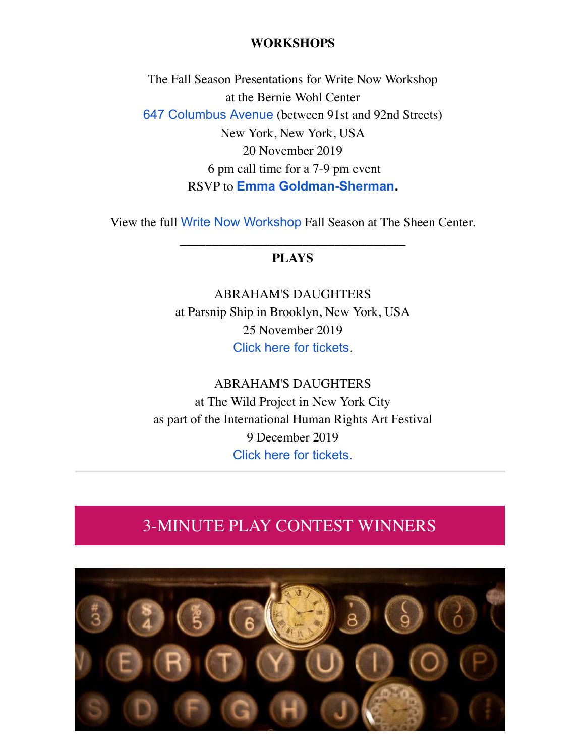**WORKSHOPS**

The Fall Season Presentations for Write Now Workshop
at the Bernie Wohl Center
647 Columbus Avenue (between 91st and 92nd Streets)
New York, New York, USA
20 November 2019
6 pm call time for a 7-9 pm event
RSVP to **Emma Goldman-Sherman.**

View the full Write Now Workshop Fall Season at The Sheen Center.

___

**PLAYS**

ABRAHAM'S DAUGHTERS
at Parsnip Ship in Brooklyn, New York, USA
25 November 2019
Click here for tickets.

ABRAHAM'S DAUGHTERS
at The Wild Project in New York City
as part of the International Human Rights Art Festival
9 December 2019
Click here for tickets.

---

## 3-MINUTE PLAY CONTEST WINNERS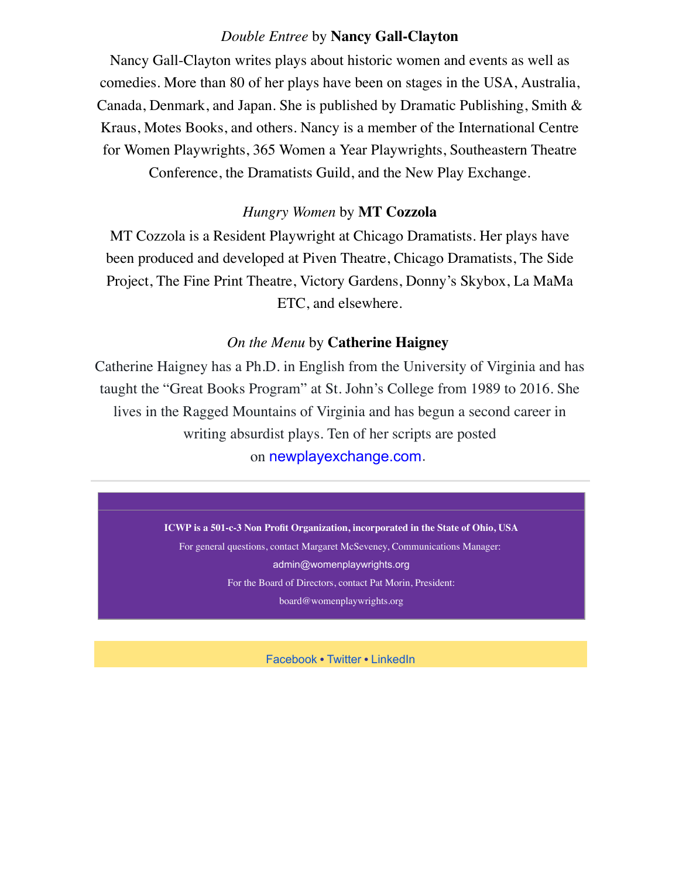*Double Entree* by **Nancy Gall-Clayton**

Nancy Gall-Clayton writes plays about historic women and events as well as comedies. More than 80 of her plays have been on stages in the USA, Australia, Canada, Denmark, and Japan. She is published by Dramatic Publishing, Smith & Kraus, Motes Books, and others. Nancy is a member of the International Centre for Women Playwrights, 365 Women a Year Playwrights, Southeastern Theatre Conference, the Dramatists Guild, and the New Play Exchange.

*Hungry Women* by **MT Cozzola**

MT Cozzola is a Resident Playwright at Chicago Dramatists. Her plays have been produced and developed at Piven Theatre, Chicago Dramatists, The Side Project, The Fine Print Theatre, Victory Gardens, Donny's Skybox, La MaMa ETC, and elsewhere.

*On the Menu* by **Catherine Haigney**

Catherine Haigney has a Ph.D. in English from the University of Virginia and has taught the "Great Books Program" at St. John's College from 1989 to 2016. She lives in the Ragged Mountains of Virginia and has begun a second career in writing absurdist plays. Ten of her scripts are posted on newplayexchange.com.

---

**ICWP is a 501-c-3 Non Profit Organization, incorporated in the State of Ohio, USA**

For general questions, contact Margaret McSeveney, Communications Manager:

admin@womenplaywrights.org

For the Board of Directors, contact Pat Morin, President:

board@womenplaywrights.org

Facebook • Twitter • LinkedIn